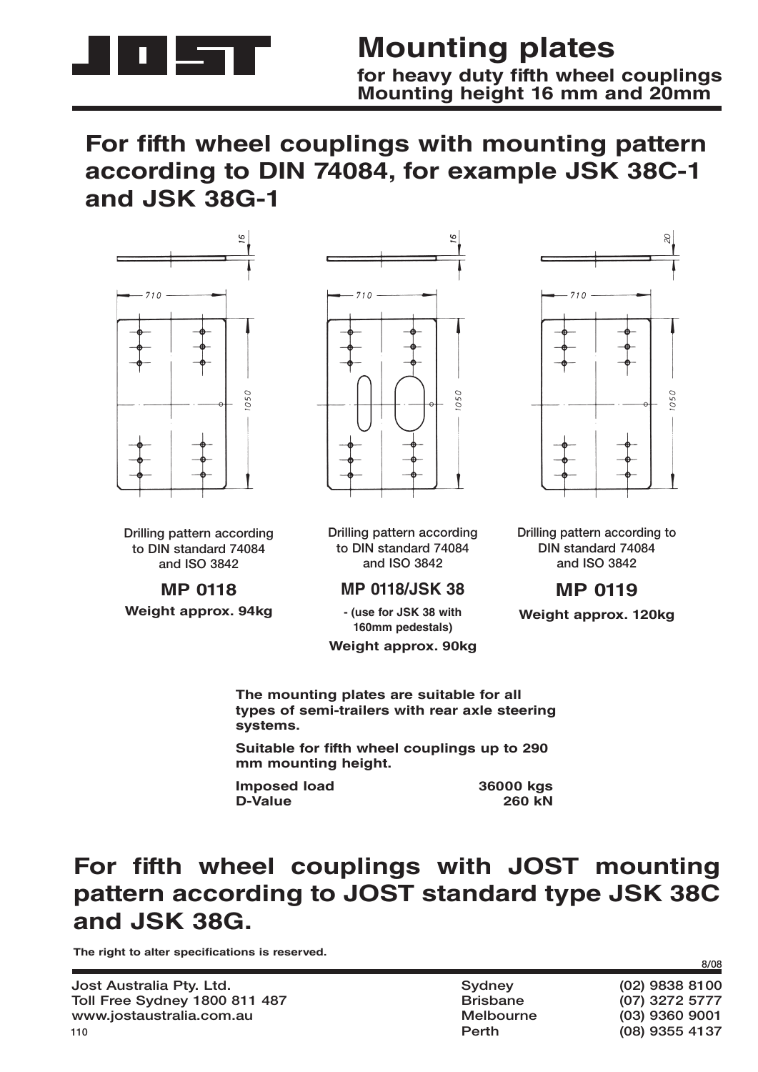# Mounting plates

**for heavy duty fifth wheel couplings**
**Mounting height 16 mm and 20mm**

## For fifth wheel couplings with mounting pattern according to DIN 74084, for example JSK 38C-1 and JSK 38G-1

Drilling pattern according to DIN standard 74084 and ISO 3842

**MP 0118**

**Weight approx. 94kg**

Drilling pattern according to DIN standard 74084 and ISO 3842

**MP 0118/JSK 38**

**- (use for JSK 38 with 160mm pedestals)**

**Weight approx. 90kg**

Drilling pattern according to DIN standard 74084 and ISO 3842

**MP 0119**

**Weight approx. 120kg**

**The mounting plates are suitable for all types of semi-trailers with rear axle steering systems.**

**Suitable for fifth wheel couplings up to 290 mm mounting height.**

| | |
|---|---|
| **Imposed load** | **36000 kgs** |
| **D-Value** | **260 kN** |

## For fifth wheel couplings with JOST mounting pattern according to JOST standard type JSK 38C and JSK 38G.

**The right to alter specifications is reserved.**

8/08

Jost Australia Pty. Ltd.
Toll Free Sydney 1800 811 487
www.jostaustralia.com.au

| | |
|---|---|
| Sydney | (02) 9838 8100 |
| Brisbane | (07) 3272 5777 |
| Melbourne | (03) 9360 9001 |
| Perth | (08) 9355 4137 |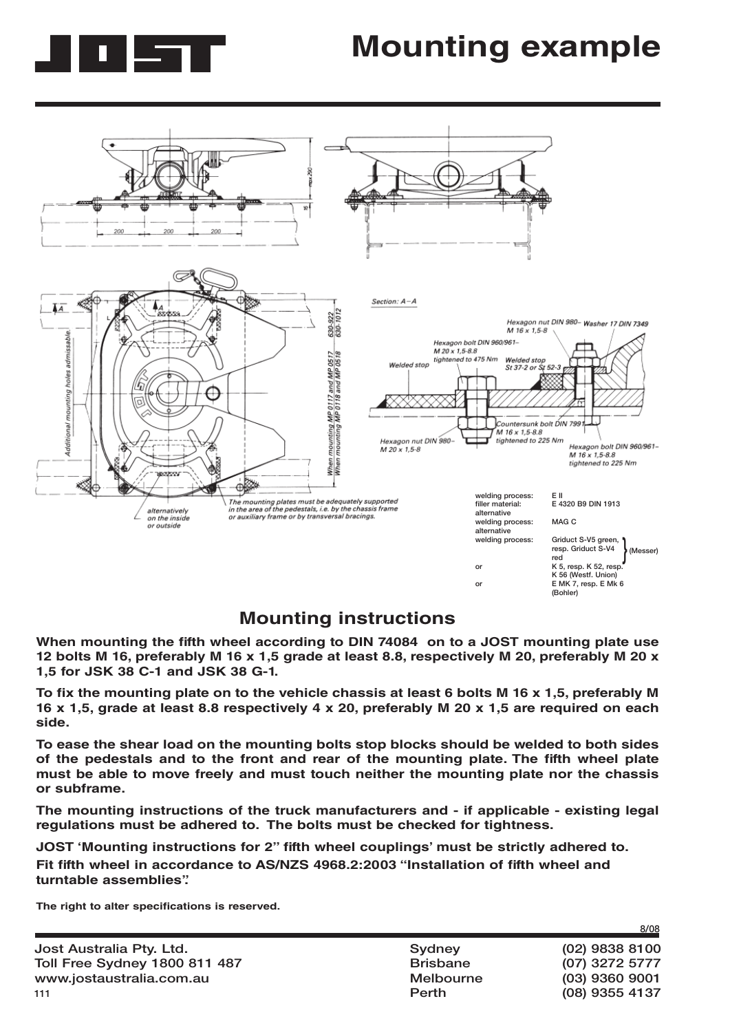# Mounting example

Section: A – A

Hexagon nut DIN 980– M 16 x 1,5-8

Washer 17 DIN 7349

Hexagon bolt DIN 960/961– M 20 x 1,5-8.8 tightened to 475 Nm

Welded stop

Welded stop St 37-2 or St 52-3

Countersunk bolt DIN 7991 M 16 x 1,5-8.8 tightened to 225 Nm

Hexagon nut DIN 980– M 20 x 1,5-8

Hexagon bolt DIN 960/961– M 16 x 1,5-8.8 tightened to 225 Nm

Additional mounting holes admissable.

When mounting MP 0117 and MP 0517

When mounting MP 0118 and MP 0518

630-922

630-1012

alternatively on the inside or outside

The mounting plates must be adequately supported in the area of the pedestals, i.e. by the chassis frame or auxiliary frame or by transversal bracings.

| | |
|---|---|
| welding process: | E II |
| filler material: | E 4320 B9 DIN 1913 |
| alternative welding process: | MAG C |
| alternative welding process: | Griduct S-V5 green, resp. Griduct S-V4 red (Messer) |
| or | K 5, resp. K 52, resp. K 56 (Westf. Union) |
| or | E MK 7, resp. E Mk 6 (Bohler) |

## Mounting instructions

**When mounting the fifth wheel according to DIN 74084 on to a JOST mounting plate use 12 bolts M 16, preferably M 16 x 1,5 grade at least 8.8, respectively M 20, preferably M 20 x 1,5 for JSK 38 C-1 and JSK 38 G-1.**

**To fix the mounting plate on to the vehicle chassis at least 6 bolts M 16 x 1,5, preferably M 16 x 1,5, grade at least 8.8 respectively 4 x 20, preferably M 20 x 1,5 are required on each side.**

**To ease the shear load on the mounting bolts stop blocks should be welded to both sides of the pedestals and to the front and rear of the mounting plate. The fifth wheel plate must be able to move freely and must touch neither the mounting plate nor the chassis or subframe.**

**The mounting instructions of the truck manufacturers and - if applicable - existing legal regulations must be adhered to. The bolts must be checked for tightness.**

**JOST 'Mounting instructions for 2" fifth wheel couplings' must be strictly adhered to.**

**Fit fifth wheel in accordance to AS/NZS 4968.2:2003 "Installation of fifth wheel and turntable assemblies".**

**The right to alter specifications is reserved.**

8/08

Jost Australia Pty. Ltd.
Toll Free Sydney 1800 811 487
www.jostaustralia.com.au

| | |
|---|---|
| Sydney | (02) 9838 8100 |
| Brisbane | (07) 3272 5777 |
| Melbourne | (03) 9360 9001 |
| Perth | (08) 9355 4137 |